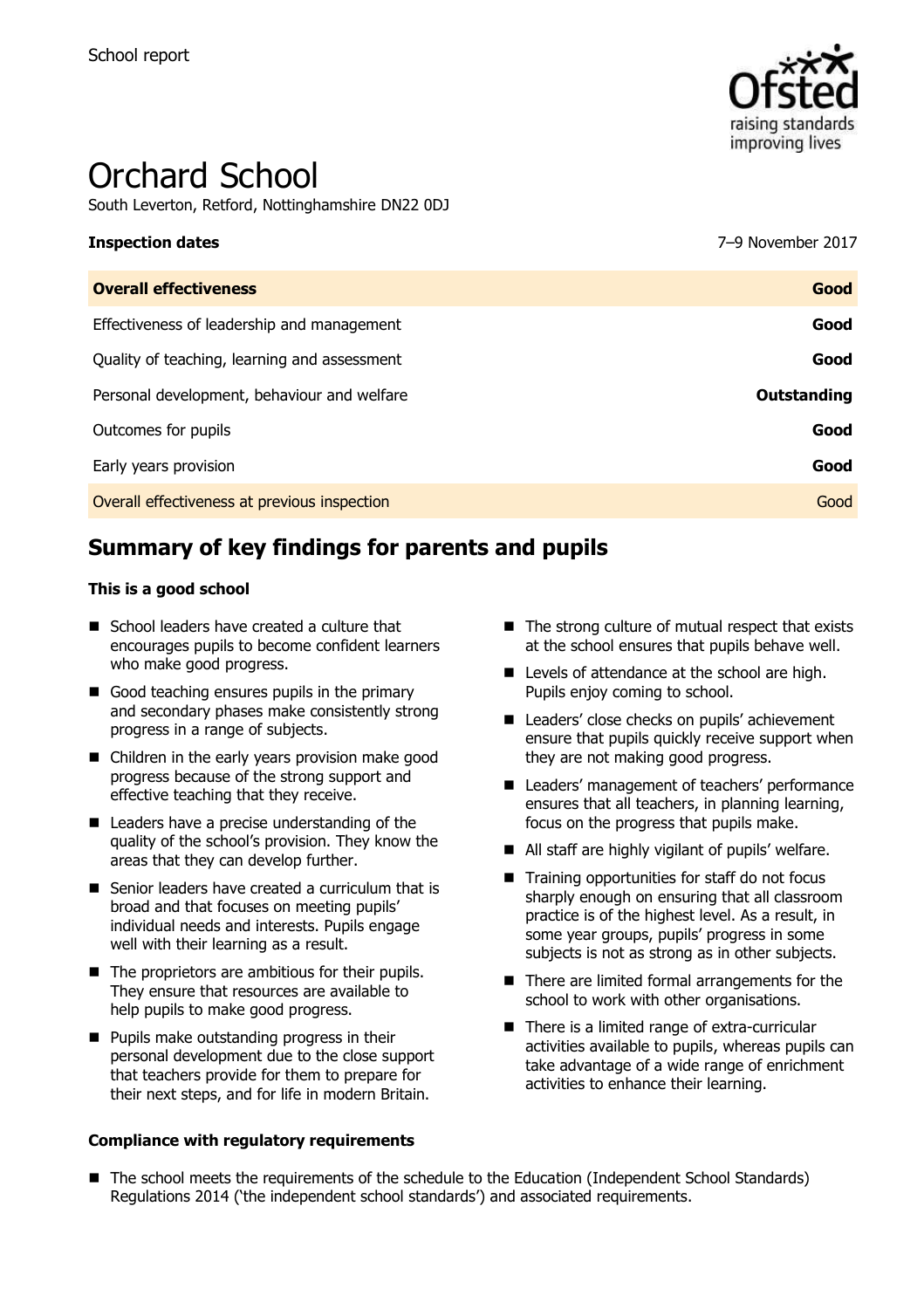School report

# Orchard School

South Leverton, Retford, Nottinghamshire DN22 0DJ

| **Inspection dates** | 7–9 November 2017 |
| --- | --- |
| **Overall effectiveness** | **Good** |
| Effectiveness of leadership and management | **Good** |
| Quality of teaching, learning and assessment | **Good** |
| Personal development, behaviour and welfare | **Outstanding** |
| Outcomes for pupils | **Good** |
| Early years provision | **Good** |
| Overall effectiveness at previous inspection | Good |

## Summary of key findings for parents and pupils

**This is a good school**

- School leaders have created a culture that encourages pupils to become confident learners who make good progress.
- Good teaching ensures pupils in the primary and secondary phases make consistently strong progress in a range of subjects.
- Children in the early years provision make good progress because of the strong support and effective teaching that they receive.
- Leaders have a precise understanding of the quality of the school's provision. They know the areas that they can develop further.
- Senior leaders have created a curriculum that is broad and that focuses on meeting pupils' individual needs and interests. Pupils engage well with their learning as a result.
- The proprietors are ambitious for their pupils. They ensure that resources are available to help pupils to make good progress.
- Pupils make outstanding progress in their personal development due to the close support that teachers provide for them to prepare for their next steps, and for life in modern Britain.
- The strong culture of mutual respect that exists at the school ensures that pupils behave well.
- Levels of attendance at the school are high. Pupils enjoy coming to school.
- Leaders' close checks on pupils' achievement ensure that pupils quickly receive support when they are not making good progress.
- Leaders' management of teachers' performance ensures that all teachers, in planning learning, focus on the progress that pupils make.
- All staff are highly vigilant of pupils' welfare.
- Training opportunities for staff do not focus sharply enough on ensuring that all classroom practice is of the highest level. As a result, in some year groups, pupils' progress in some subjects is not as strong as in other subjects.
- There are limited formal arrangements for the school to work with other organisations.
- There is a limited range of extra-curricular activities available to pupils, whereas pupils can take advantage of a wide range of enrichment activities to enhance their learning.

**Compliance with regulatory requirements**

- The school meets the requirements of the schedule to the Education (Independent School Standards) Regulations 2014 ('the independent school standards') and associated requirements.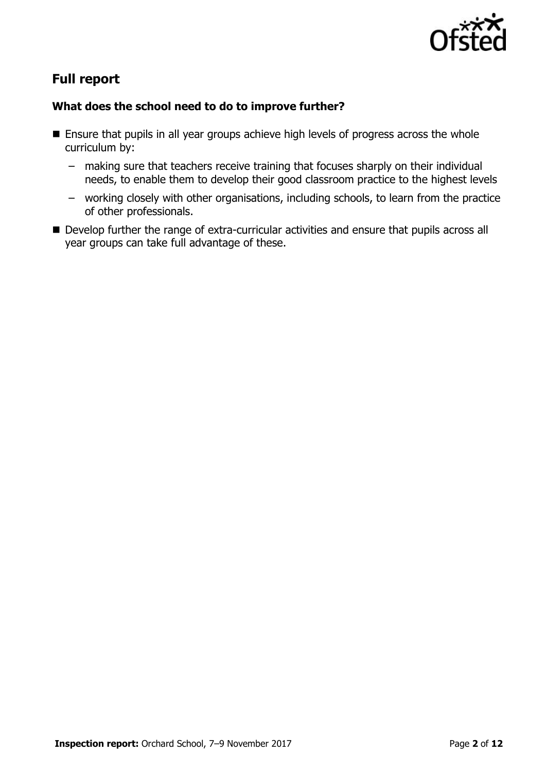## Full report

### What does the school need to do to improve further?

- Ensure that pupils in all year groups achieve high levels of progress across the whole curriculum by:
  - making sure that teachers receive training that focuses sharply on their individual needs, to enable them to develop their good classroom practice to the highest levels
  - working closely with other organisations, including schools, to learn from the practice of other professionals.
- Develop further the range of extra-curricular activities and ensure that pupils across all year groups can take full advantage of these.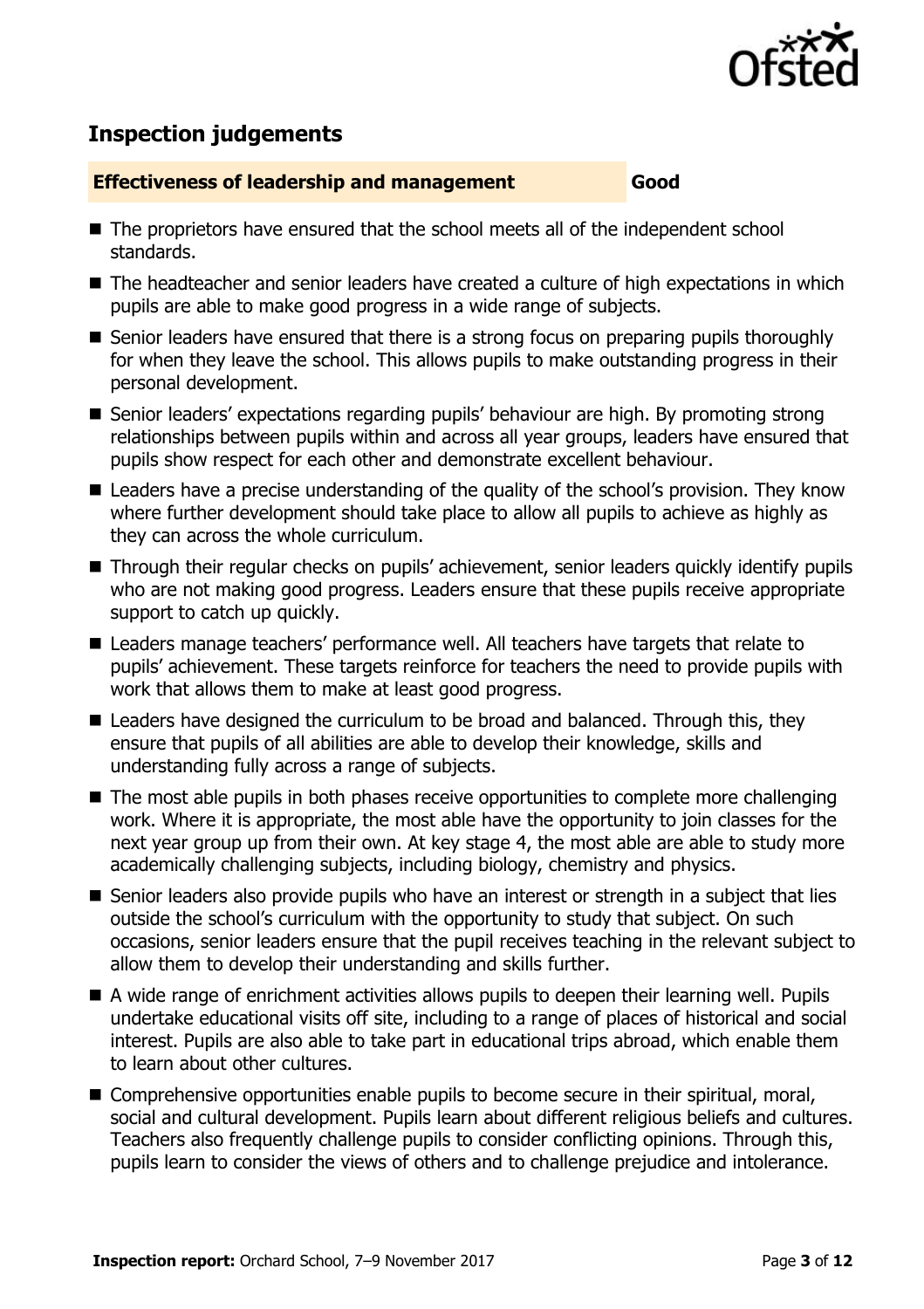## Inspection judgements

**Effectiveness of leadership and management** **Good**

- The proprietors have ensured that the school meets all of the independent school standards.
- The headteacher and senior leaders have created a culture of high expectations in which pupils are able to make good progress in a wide range of subjects.
- Senior leaders have ensured that there is a strong focus on preparing pupils thoroughly for when they leave the school. This allows pupils to make outstanding progress in their personal development.
- Senior leaders' expectations regarding pupils' behaviour are high. By promoting strong relationships between pupils within and across all year groups, leaders have ensured that pupils show respect for each other and demonstrate excellent behaviour.
- Leaders have a precise understanding of the quality of the school's provision. They know where further development should take place to allow all pupils to achieve as highly as they can across the whole curriculum.
- Through their regular checks on pupils' achievement, senior leaders quickly identify pupils who are not making good progress. Leaders ensure that these pupils receive appropriate support to catch up quickly.
- Leaders manage teachers' performance well. All teachers have targets that relate to pupils' achievement. These targets reinforce for teachers the need to provide pupils with work that allows them to make at least good progress.
- Leaders have designed the curriculum to be broad and balanced. Through this, they ensure that pupils of all abilities are able to develop their knowledge, skills and understanding fully across a range of subjects.
- The most able pupils in both phases receive opportunities to complete more challenging work. Where it is appropriate, the most able have the opportunity to join classes for the next year group up from their own. At key stage 4, the most able are able to study more academically challenging subjects, including biology, chemistry and physics.
- Senior leaders also provide pupils who have an interest or strength in a subject that lies outside the school's curriculum with the opportunity to study that subject. On such occasions, senior leaders ensure that the pupil receives teaching in the relevant subject to allow them to develop their understanding and skills further.
- A wide range of enrichment activities allows pupils to deepen their learning well. Pupils undertake educational visits off site, including to a range of places of historical and social interest. Pupils are also able to take part in educational trips abroad, which enable them to learn about other cultures.
- Comprehensive opportunities enable pupils to become secure in their spiritual, moral, social and cultural development. Pupils learn about different religious beliefs and cultures. Teachers also frequently challenge pupils to consider conflicting opinions. Through this, pupils learn to consider the views of others and to challenge prejudice and intolerance.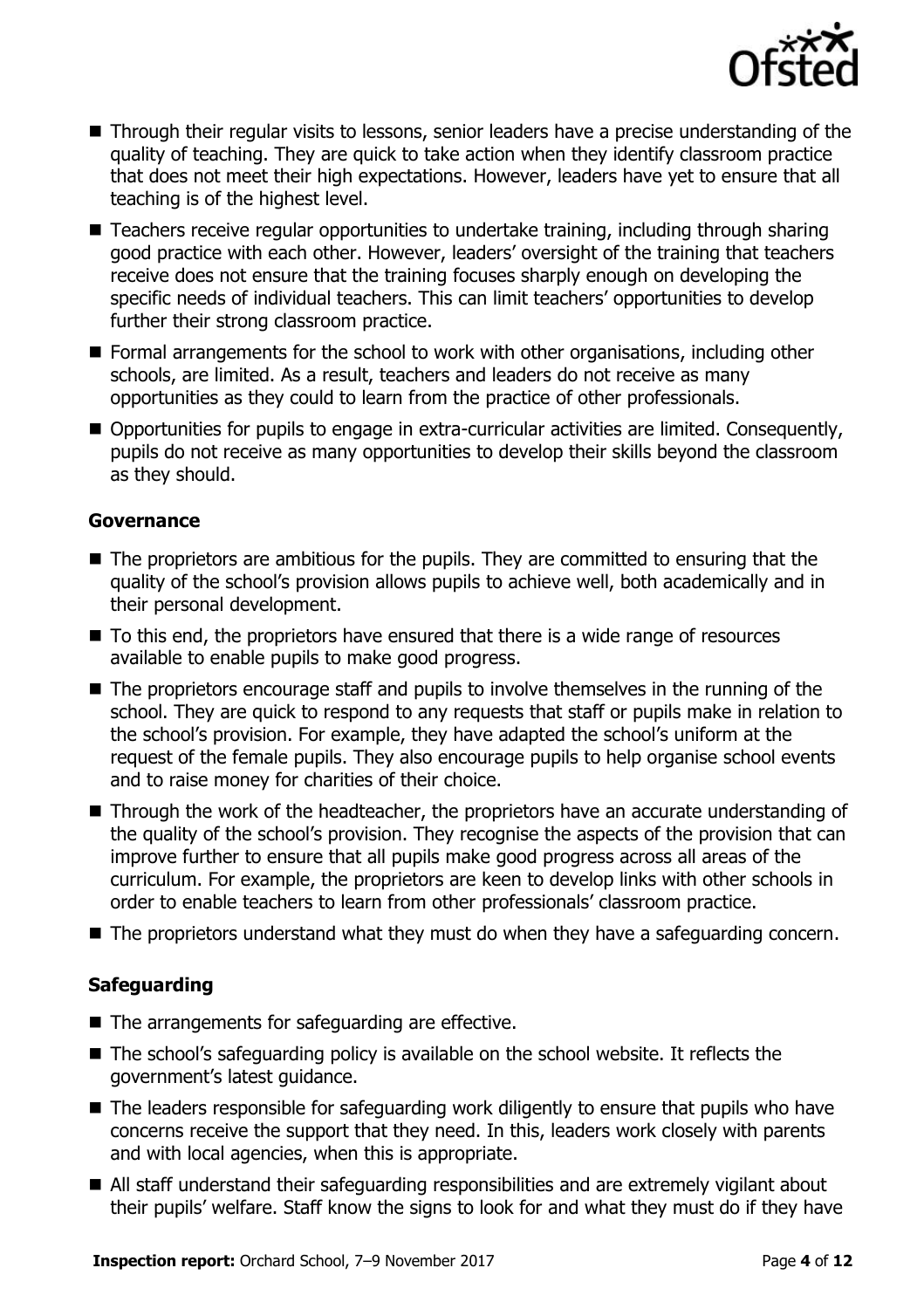- Through their regular visits to lessons, senior leaders have a precise understanding of the quality of teaching. They are quick to take action when they identify classroom practice that does not meet their high expectations. However, leaders have yet to ensure that all teaching is of the highest level.
- Teachers receive regular opportunities to undertake training, including through sharing good practice with each other. However, leaders' oversight of the training that teachers receive does not ensure that the training focuses sharply enough on developing the specific needs of individual teachers. This can limit teachers' opportunities to develop further their strong classroom practice.
- Formal arrangements for the school to work with other organisations, including other schools, are limited. As a result, teachers and leaders do not receive as many opportunities as they could to learn from the practice of other professionals.
- Opportunities for pupils to engage in extra-curricular activities are limited. Consequently, pupils do not receive as many opportunities to develop their skills beyond the classroom as they should.

### Governance

- The proprietors are ambitious for the pupils. They are committed to ensuring that the quality of the school's provision allows pupils to achieve well, both academically and in their personal development.
- To this end, the proprietors have ensured that there is a wide range of resources available to enable pupils to make good progress.
- The proprietors encourage staff and pupils to involve themselves in the running of the school. They are quick to respond to any requests that staff or pupils make in relation to the school's provision. For example, they have adapted the school's uniform at the request of the female pupils. They also encourage pupils to help organise school events and to raise money for charities of their choice.
- Through the work of the headteacher, the proprietors have an accurate understanding of the quality of the school's provision. They recognise the aspects of the provision that can improve further to ensure that all pupils make good progress across all areas of the curriculum. For example, the proprietors are keen to develop links with other schools in order to enable teachers to learn from other professionals' classroom practice.
- The proprietors understand what they must do when they have a safeguarding concern.

### Safeguarding

- The arrangements for safeguarding are effective.
- The school's safeguarding policy is available on the school website. It reflects the government's latest guidance.
- The leaders responsible for safeguarding work diligently to ensure that pupils who have concerns receive the support that they need. In this, leaders work closely with parents and with local agencies, when this is appropriate.
- All staff understand their safeguarding responsibilities and are extremely vigilant about their pupils' welfare. Staff know the signs to look for and what they must do if they have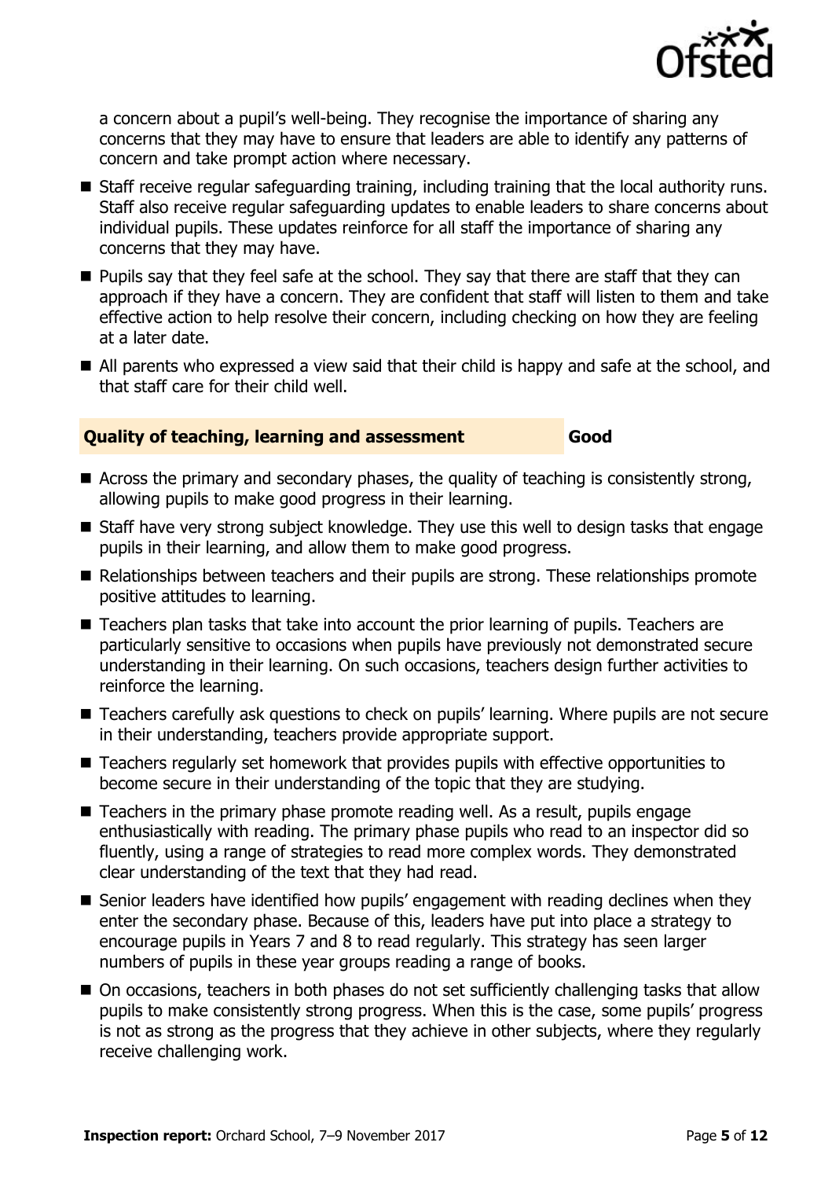a concern about a pupil's well-being. They recognise the importance of sharing any concerns that they may have to ensure that leaders are able to identify any patterns of concern and take prompt action where necessary.

- Staff receive regular safeguarding training, including training that the local authority runs. Staff also receive regular safeguarding updates to enable leaders to share concerns about individual pupils. These updates reinforce for all staff the importance of sharing any concerns that they may have.
- Pupils say that they feel safe at the school. They say that there are staff that they can approach if they have a concern. They are confident that staff will listen to them and take effective action to help resolve their concern, including checking on how they are feeling at a later date.
- All parents who expressed a view said that their child is happy and safe at the school, and that staff care for their child well.

## Quality of teaching, learning and assessment — Good

- Across the primary and secondary phases, the quality of teaching is consistently strong, allowing pupils to make good progress in their learning.
- Staff have very strong subject knowledge. They use this well to design tasks that engage pupils in their learning, and allow them to make good progress.
- Relationships between teachers and their pupils are strong. These relationships promote positive attitudes to learning.
- Teachers plan tasks that take into account the prior learning of pupils. Teachers are particularly sensitive to occasions when pupils have previously not demonstrated secure understanding in their learning. On such occasions, teachers design further activities to reinforce the learning.
- Teachers carefully ask questions to check on pupils' learning. Where pupils are not secure in their understanding, teachers provide appropriate support.
- Teachers regularly set homework that provides pupils with effective opportunities to become secure in their understanding of the topic that they are studying.
- Teachers in the primary phase promote reading well. As a result, pupils engage enthusiastically with reading. The primary phase pupils who read to an inspector did so fluently, using a range of strategies to read more complex words. They demonstrated clear understanding of the text that they had read.
- Senior leaders have identified how pupils' engagement with reading declines when they enter the secondary phase. Because of this, leaders have put into place a strategy to encourage pupils in Years 7 and 8 to read regularly. This strategy has seen larger numbers of pupils in these year groups reading a range of books.
- On occasions, teachers in both phases do not set sufficiently challenging tasks that allow pupils to make consistently strong progress. When this is the case, some pupils' progress is not as strong as the progress that they achieve in other subjects, where they regularly receive challenging work.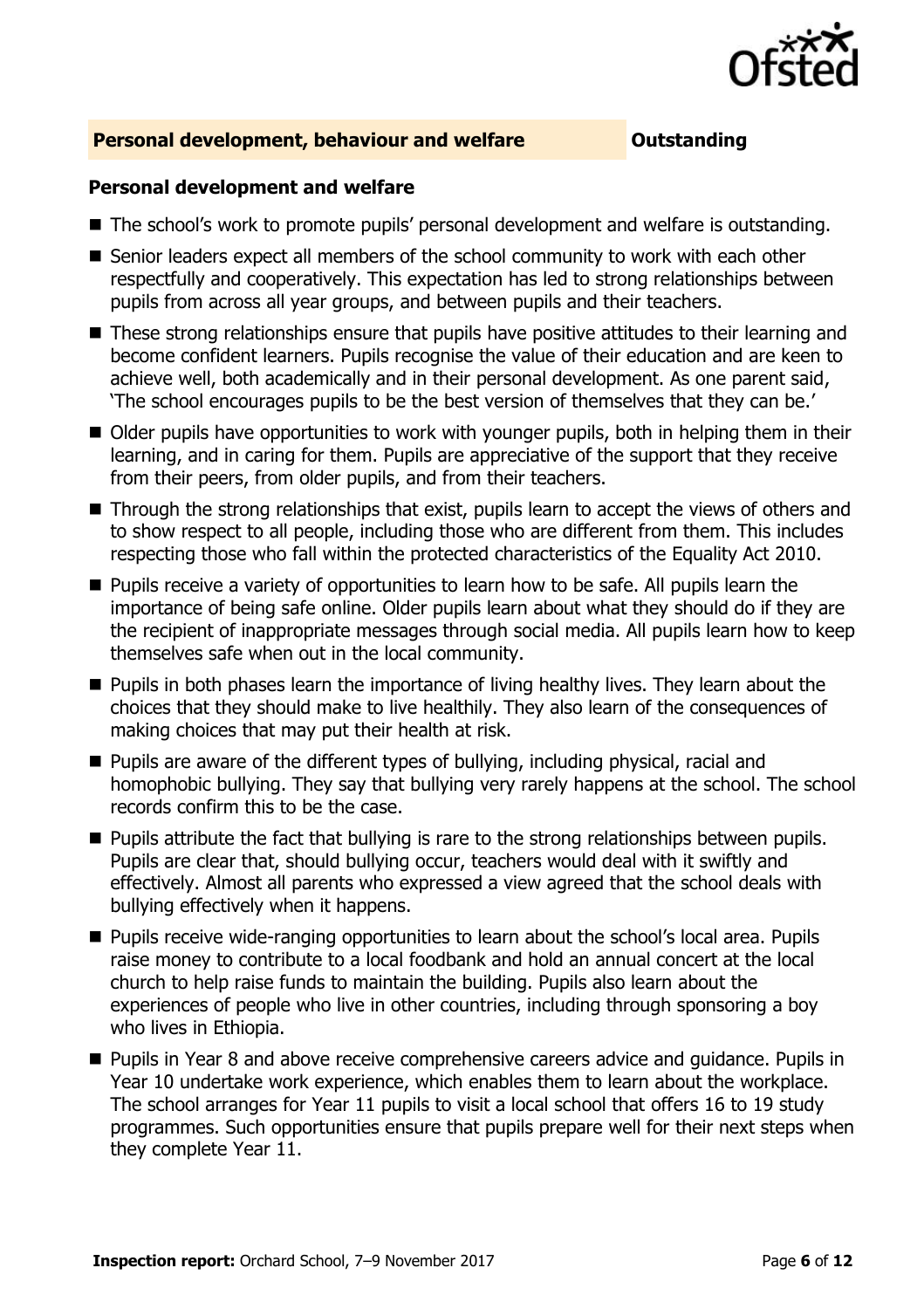## Personal development, behaviour and welfare — Outstanding

### Personal development and welfare

- The school's work to promote pupils' personal development and welfare is outstanding.
- Senior leaders expect all members of the school community to work with each other respectfully and cooperatively. This expectation has led to strong relationships between pupils from across all year groups, and between pupils and their teachers.
- These strong relationships ensure that pupils have positive attitudes to their learning and become confident learners. Pupils recognise the value of their education and are keen to achieve well, both academically and in their personal development. As one parent said, 'The school encourages pupils to be the best version of themselves that they can be.'
- Older pupils have opportunities to work with younger pupils, both in helping them in their learning, and in caring for them. Pupils are appreciative of the support that they receive from their peers, from older pupils, and from their teachers.
- Through the strong relationships that exist, pupils learn to accept the views of others and to show respect to all people, including those who are different from them. This includes respecting those who fall within the protected characteristics of the Equality Act 2010.
- Pupils receive a variety of opportunities to learn how to be safe. All pupils learn the importance of being safe online. Older pupils learn about what they should do if they are the recipient of inappropriate messages through social media. All pupils learn how to keep themselves safe when out in the local community.
- Pupils in both phases learn the importance of living healthy lives. They learn about the choices that they should make to live healthily. They also learn of the consequences of making choices that may put their health at risk.
- Pupils are aware of the different types of bullying, including physical, racial and homophobic bullying. They say that bullying very rarely happens at the school. The school records confirm this to be the case.
- Pupils attribute the fact that bullying is rare to the strong relationships between pupils. Pupils are clear that, should bullying occur, teachers would deal with it swiftly and effectively. Almost all parents who expressed a view agreed that the school deals with bullying effectively when it happens.
- Pupils receive wide-ranging opportunities to learn about the school's local area. Pupils raise money to contribute to a local foodbank and hold an annual concert at the local church to help raise funds to maintain the building. Pupils also learn about the experiences of people who live in other countries, including through sponsoring a boy who lives in Ethiopia.
- Pupils in Year 8 and above receive comprehensive careers advice and guidance. Pupils in Year 10 undertake work experience, which enables them to learn about the workplace. The school arranges for Year 11 pupils to visit a local school that offers 16 to 19 study programmes. Such opportunities ensure that pupils prepare well for their next steps when they complete Year 11.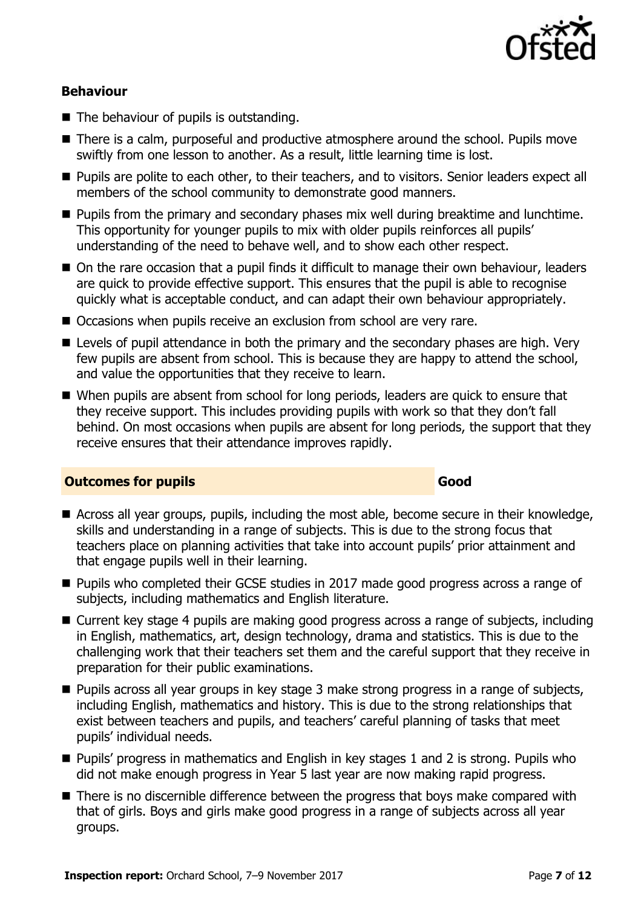### Behaviour

- The behaviour of pupils is outstanding.
- There is a calm, purposeful and productive atmosphere around the school. Pupils move swiftly from one lesson to another. As a result, little learning time is lost.
- Pupils are polite to each other, to their teachers, and to visitors. Senior leaders expect all members of the school community to demonstrate good manners.
- Pupils from the primary and secondary phases mix well during breaktime and lunchtime. This opportunity for younger pupils to mix with older pupils reinforces all pupils' understanding of the need to behave well, and to show each other respect.
- On the rare occasion that a pupil finds it difficult to manage their own behaviour, leaders are quick to provide effective support. This ensures that the pupil is able to recognise quickly what is acceptable conduct, and can adapt their own behaviour appropriately.
- Occasions when pupils receive an exclusion from school are very rare.
- Levels of pupil attendance in both the primary and the secondary phases are high. Very few pupils are absent from school. This is because they are happy to attend the school, and value the opportunities that they receive to learn.
- When pupils are absent from school for long periods, leaders are quick to ensure that they receive support. This includes providing pupils with work so that they don't fall behind. On most occasions when pupils are absent for long periods, the support that they receive ensures that their attendance improves rapidly.

## Outcomes for pupils — Good

- Across all year groups, pupils, including the most able, become secure in their knowledge, skills and understanding in a range of subjects. This is due to the strong focus that teachers place on planning activities that take into account pupils' prior attainment and that engage pupils well in their learning.
- Pupils who completed their GCSE studies in 2017 made good progress across a range of subjects, including mathematics and English literature.
- Current key stage 4 pupils are making good progress across a range of subjects, including in English, mathematics, art, design technology, drama and statistics. This is due to the challenging work that their teachers set them and the careful support that they receive in preparation for their public examinations.
- Pupils across all year groups in key stage 3 make strong progress in a range of subjects, including English, mathematics and history. This is due to the strong relationships that exist between teachers and pupils, and teachers' careful planning of tasks that meet pupils' individual needs.
- Pupils' progress in mathematics and English in key stages 1 and 2 is strong. Pupils who did not make enough progress in Year 5 last year are now making rapid progress.
- There is no discernible difference between the progress that boys make compared with that of girls. Boys and girls make good progress in a range of subjects across all year groups.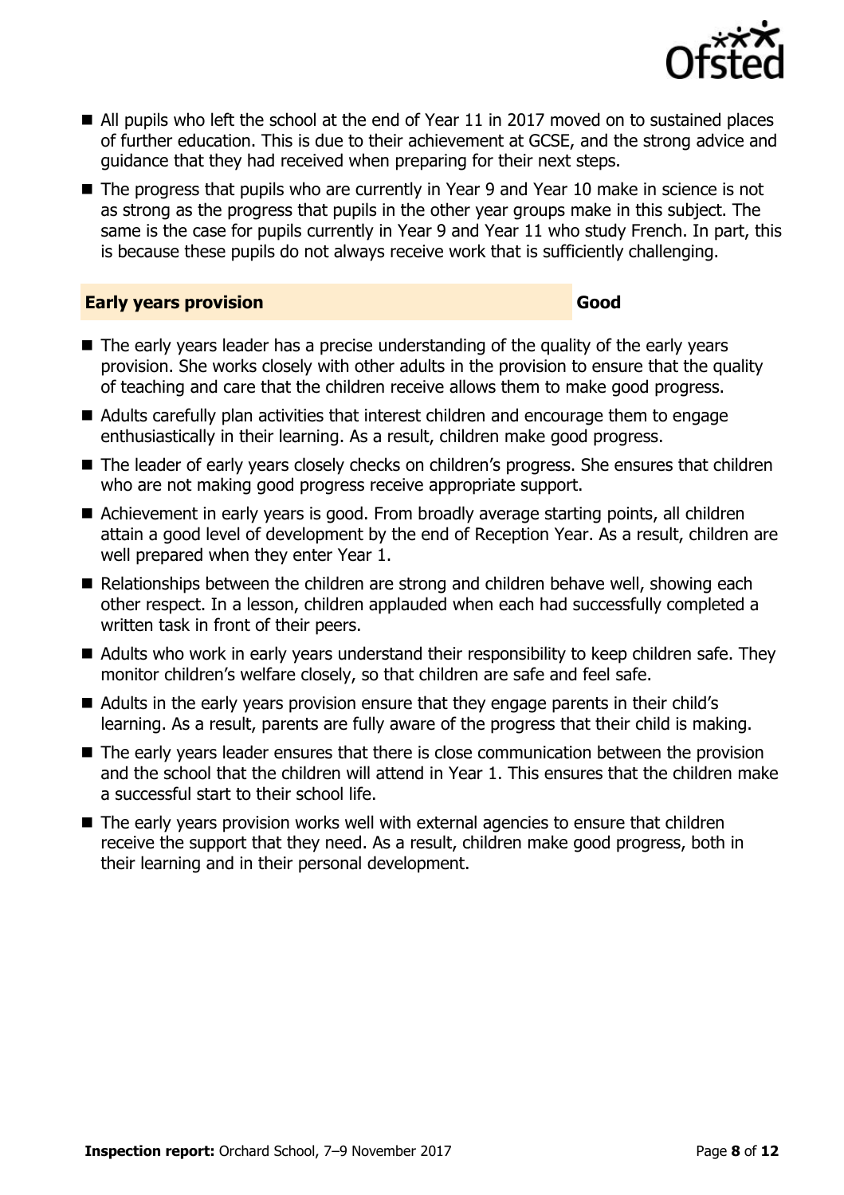- All pupils who left the school at the end of Year 11 in 2017 moved on to sustained places of further education. This is due to their achievement at GCSE, and the strong advice and guidance that they had received when preparing for their next steps.
- The progress that pupils who are currently in Year 9 and Year 10 make in science is not as strong as the progress that pupils in the other year groups make in this subject. The same is the case for pupils currently in Year 9 and Year 11 who study French. In part, this is because these pupils do not always receive work that is sufficiently challenging.

## Early years provision — Good

- The early years leader has a precise understanding of the quality of the early years provision. She works closely with other adults in the provision to ensure that the quality of teaching and care that the children receive allows them to make good progress.
- Adults carefully plan activities that interest children and encourage them to engage enthusiastically in their learning. As a result, children make good progress.
- The leader of early years closely checks on children's progress. She ensures that children who are not making good progress receive appropriate support.
- Achievement in early years is good. From broadly average starting points, all children attain a good level of development by the end of Reception Year. As a result, children are well prepared when they enter Year 1.
- Relationships between the children are strong and children behave well, showing each other respect. In a lesson, children applauded when each had successfully completed a written task in front of their peers.
- Adults who work in early years understand their responsibility to keep children safe. They monitor children's welfare closely, so that children are safe and feel safe.
- Adults in the early years provision ensure that they engage parents in their child's learning. As a result, parents are fully aware of the progress that their child is making.
- The early years leader ensures that there is close communication between the provision and the school that the children will attend in Year 1. This ensures that the children make a successful start to their school life.
- The early years provision works well with external agencies to ensure that children receive the support that they need. As a result, children make good progress, both in their learning and in their personal development.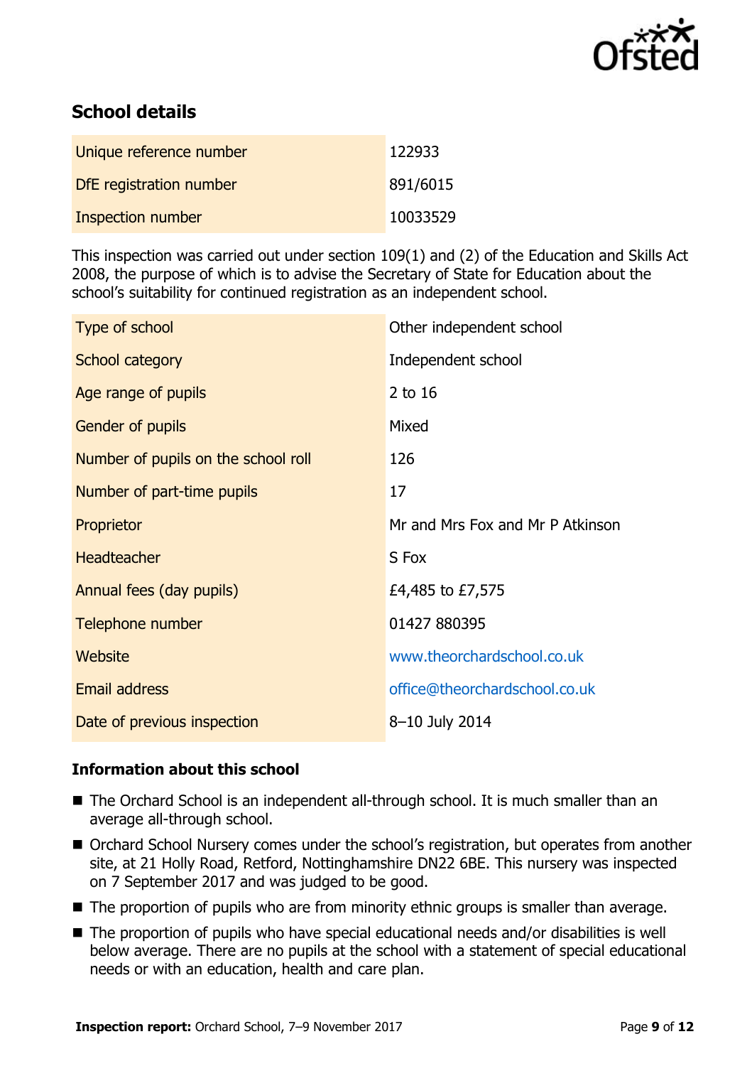## School details

| | |
|---|---|
| Unique reference number | 122933 |
| DfE registration number | 891/6015 |
| Inspection number | 10033529 |

This inspection was carried out under section 109(1) and (2) of the Education and Skills Act 2008, the purpose of which is to advise the Secretary of State for Education about the school's suitability for continued registration as an independent school.

| | |
|---|---|
| Type of school | Other independent school |
| School category | Independent school |
| Age range of pupils | 2 to 16 |
| Gender of pupils | Mixed |
| Number of pupils on the school roll | 126 |
| Number of part-time pupils | 17 |
| Proprietor | Mr and Mrs Fox and Mr P Atkinson |
| Headteacher | S Fox |
| Annual fees (day pupils) | £4,485 to £7,575 |
| Telephone number | 01427 880395 |
| Website | www.theorchardschool.co.uk |
| Email address | office@theorchardschool.co.uk |
| Date of previous inspection | 8–10 July 2014 |

### Information about this school

- The Orchard School is an independent all-through school. It is much smaller than an average all-through school.
- Orchard School Nursery comes under the school's registration, but operates from another site, at 21 Holly Road, Retford, Nottinghamshire DN22 6BE. This nursery was inspected on 7 September 2017 and was judged to be good.
- The proportion of pupils who are from minority ethnic groups is smaller than average.
- The proportion of pupils who have special educational needs and/or disabilities is well below average. There are no pupils at the school with a statement of special educational needs or with an education, health and care plan.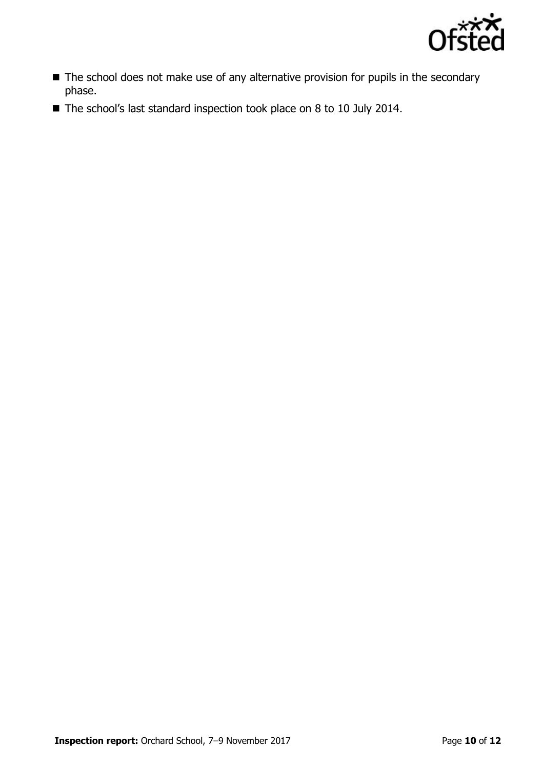- The school does not make use of any alternative provision for pupils in the secondary phase.
- The school's last standard inspection took place on 8 to 10 July 2014.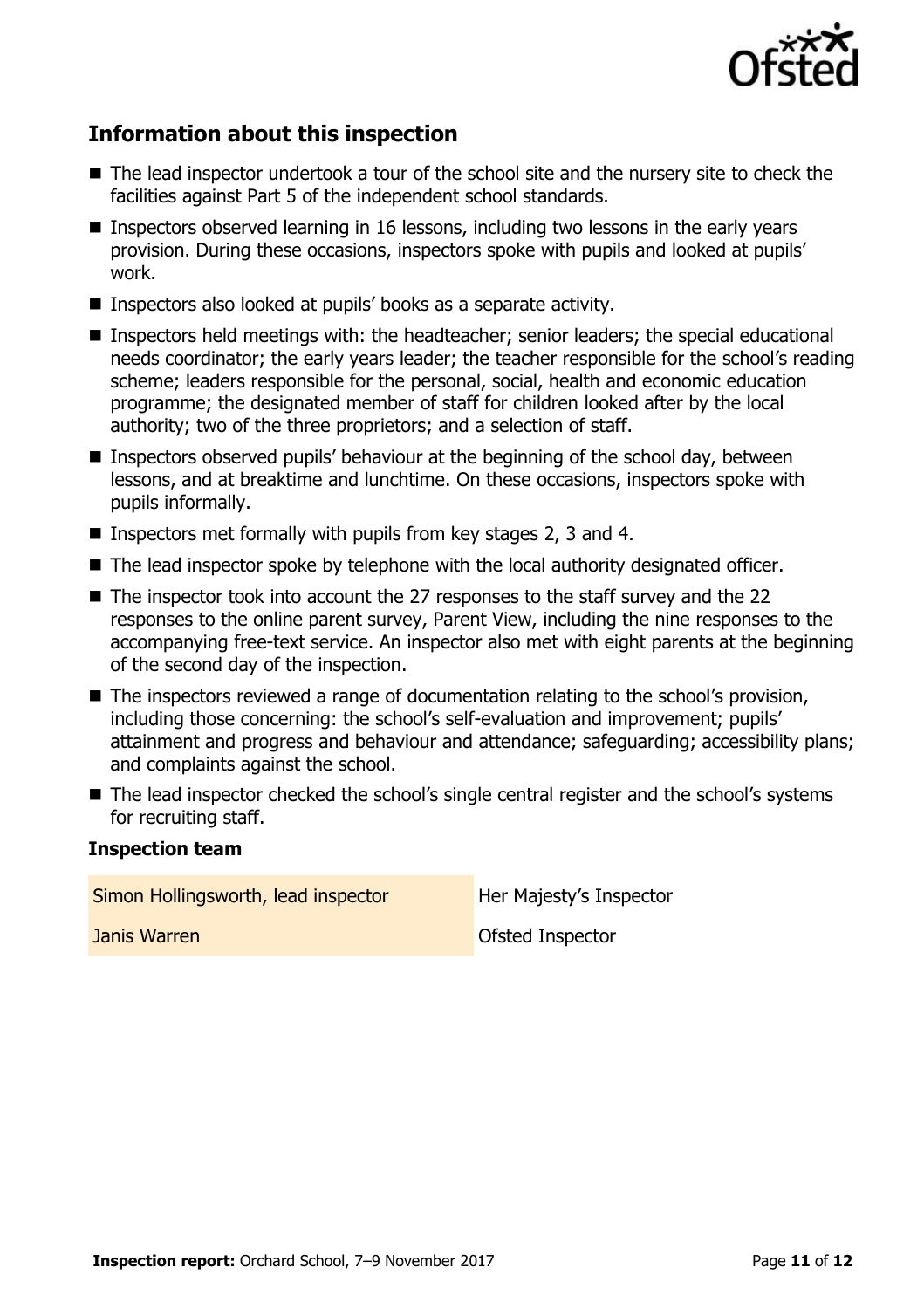## Information about this inspection

- The lead inspector undertook a tour of the school site and the nursery site to check the facilities against Part 5 of the independent school standards.
- Inspectors observed learning in 16 lessons, including two lessons in the early years provision. During these occasions, inspectors spoke with pupils and looked at pupils' work.
- Inspectors also looked at pupils' books as a separate activity.
- Inspectors held meetings with: the headteacher; senior leaders; the special educational needs coordinator; the early years leader; the teacher responsible for the school's reading scheme; leaders responsible for the personal, social, health and economic education programme; the designated member of staff for children looked after by the local authority; two of the three proprietors; and a selection of staff.
- Inspectors observed pupils' behaviour at the beginning of the school day, between lessons, and at breaktime and lunchtime. On these occasions, inspectors spoke with pupils informally.
- Inspectors met formally with pupils from key stages 2, 3 and 4.
- The lead inspector spoke by telephone with the local authority designated officer.
- The inspector took into account the 27 responses to the staff survey and the 22 responses to the online parent survey, Parent View, including the nine responses to the accompanying free-text service. An inspector also met with eight parents at the beginning of the second day of the inspection.
- The inspectors reviewed a range of documentation relating to the school's provision, including those concerning: the school's self-evaluation and improvement; pupils' attainment and progress and behaviour and attendance; safeguarding; accessibility plans; and complaints against the school.
- The lead inspector checked the school's single central register and the school's systems for recruiting staff.

### Inspection team

| | |
|---|---|
| Simon Hollingsworth, lead inspector | Her Majesty's Inspector |
| Janis Warren | Ofsted Inspector |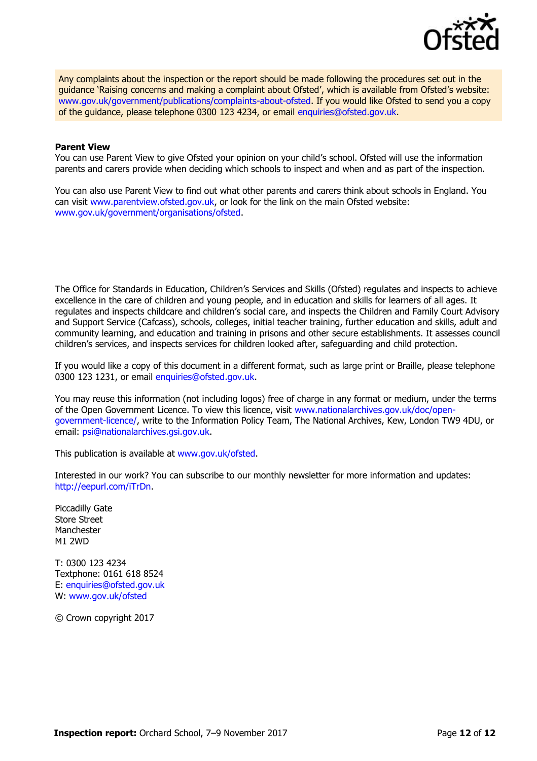Any complaints about the inspection or the report should be made following the procedures set out in the guidance 'Raising concerns and making a complaint about Ofsted', which is available from Ofsted's website: www.gov.uk/government/publications/complaints-about-ofsted. If you would like Ofsted to send you a copy of the guidance, please telephone 0300 123 4234, or email enquiries@ofsted.gov.uk.

**Parent View**

You can use Parent View to give Ofsted your opinion on your child's school. Ofsted will use the information parents and carers provide when deciding which schools to inspect and when and as part of the inspection.

You can also use Parent View to find out what other parents and carers think about schools in England. You can visit www.parentview.ofsted.gov.uk, or look for the link on the main Ofsted website: www.gov.uk/government/organisations/ofsted.

The Office for Standards in Education, Children's Services and Skills (Ofsted) regulates and inspects to achieve excellence in the care of children and young people, and in education and skills for learners of all ages. It regulates and inspects childcare and children's social care, and inspects the Children and Family Court Advisory and Support Service (Cafcass), schools, colleges, initial teacher training, further education and skills, adult and community learning, and education and training in prisons and other secure establishments. It assesses council children's services, and inspects services for children looked after, safeguarding and child protection.

If you would like a copy of this document in a different format, such as large print or Braille, please telephone 0300 123 1231, or email enquiries@ofsted.gov.uk.

You may reuse this information (not including logos) free of charge in any format or medium, under the terms of the Open Government Licence. To view this licence, visit www.nationalarchives.gov.uk/doc/open-government-licence/, write to the Information Policy Team, The National Archives, Kew, London TW9 4DU, or email: psi@nationalarchives.gsi.gov.uk.

This publication is available at www.gov.uk/ofsted.

Interested in our work? You can subscribe to our monthly newsletter for more information and updates: http://eepurl.com/iTrDn.

Piccadilly Gate
Store Street
Manchester
M1 2WD

T: 0300 123 4234
Textphone: 0161 618 8524
E: enquiries@ofsted.gov.uk
W: www.gov.uk/ofsted

© Crown copyright 2017